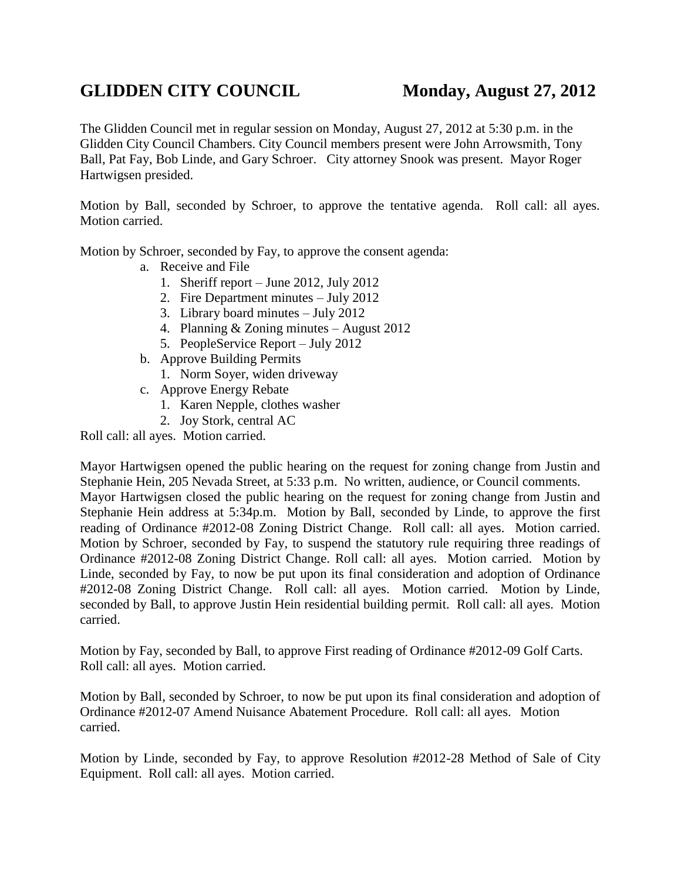# GLIDDEN CITY COUNCIL Monday, August 27, 2012

The Glidden Council met in regular session on Monday, August 27, 2012 at 5:30 p.m. in the Glidden City Council Chambers. City Council members present were John Arrowsmith, Tony Ball, Pat Fay, Bob Linde, and Gary Schroer. City attorney Snook was present. Mayor Roger Hartwigsen presided.

Motion by Ball, seconded by Schroer, to approve the tentative agenda. Roll call: all ayes. Motion carried.

Motion by Schroer, seconded by Fay, to approve the consent agenda:

- a. Receive and File
  1. Sheriff report – June 2012, July 2012
  2. Fire Department minutes – July 2012
  3. Library board minutes – July 2012
  4. Planning & Zoning minutes – August 2012
  5. PeopleService Report – July 2012
- b. Approve Building Permits
  1. Norm Soyer, widen driveway
- c. Approve Energy Rebate
  1. Karen Nepple, clothes washer
  2. Joy Stork, central AC

Roll call: all ayes. Motion carried.

Mayor Hartwigsen opened the public hearing on the request for zoning change from Justin and Stephanie Hein, 205 Nevada Street, at 5:33 p.m. No written, audience, or Council comments. Mayor Hartwigsen closed the public hearing on the request for zoning change from Justin and Stephanie Hein address at 5:34p.m. Motion by Ball, seconded by Linde, to approve the first reading of Ordinance #2012-08 Zoning District Change. Roll call: all ayes. Motion carried. Motion by Schroer, seconded by Fay, to suspend the statutory rule requiring three readings of Ordinance #2012-08 Zoning District Change. Roll call: all ayes. Motion carried. Motion by Linde, seconded by Fay, to now be put upon its final consideration and adoption of Ordinance #2012-08 Zoning District Change. Roll call: all ayes. Motion carried. Motion by Linde, seconded by Ball, to approve Justin Hein residential building permit. Roll call: all ayes. Motion carried.

Motion by Fay, seconded by Ball, to approve First reading of Ordinance #2012-09 Golf Carts. Roll call: all ayes. Motion carried.

Motion by Ball, seconded by Schroer, to now be put upon its final consideration and adoption of Ordinance #2012-07 Amend Nuisance Abatement Procedure. Roll call: all ayes. Motion carried.

Motion by Linde, seconded by Fay, to approve Resolution #2012-28 Method of Sale of City Equipment. Roll call: all ayes. Motion carried.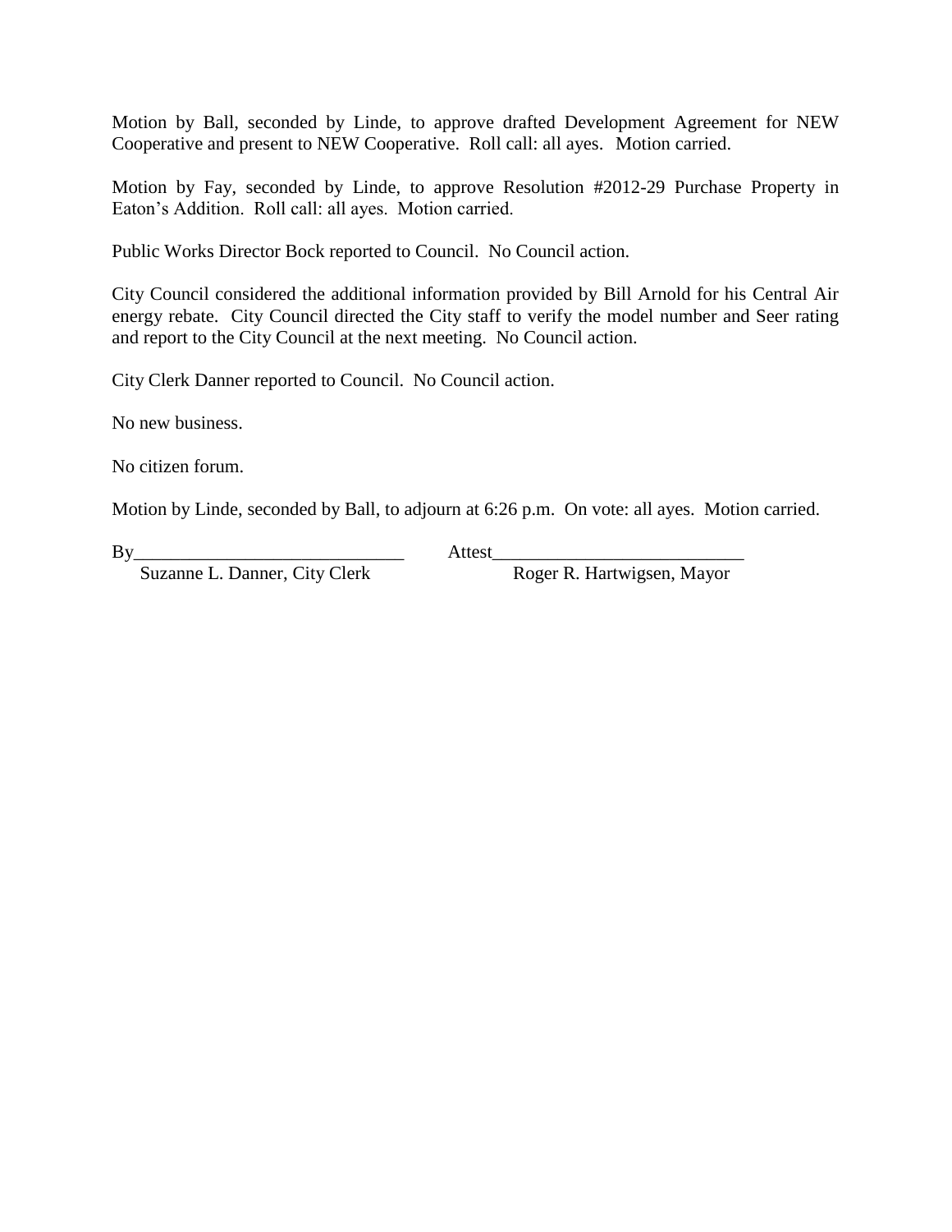Motion by Ball, seconded by Linde, to approve drafted Development Agreement for NEW Cooperative and present to NEW Cooperative. Roll call: all ayes. Motion carried.

Motion by Fay, seconded by Linde, to approve Resolution #2012-29 Purchase Property in Eaton's Addition. Roll call: all ayes. Motion carried.

Public Works Director Bock reported to Council. No Council action.

City Council considered the additional information provided by Bill Arnold for his Central Air energy rebate. City Council directed the City staff to verify the model number and Seer rating and report to the City Council at the next meeting. No Council action.

City Clerk Danner reported to Council. No Council action.

No new business.

No citizen forum.

Motion by Linde, seconded by Ball, to adjourn at 6:26 p.m. On vote: all ayes. Motion carried.

By_____________________________ Attest___________________________
Suzanne L. Danner, City Clerk Roger R. Hartwigsen, Mayor